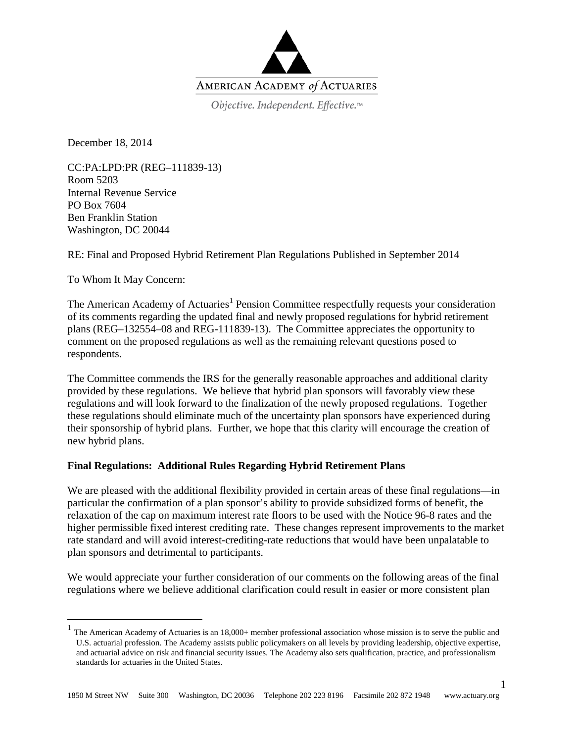AMERICAN ACADEMY *of* ACTUARIES

*Objective. Independent. Effective.™*

December 18, 2014

CC:PA:LPD:PR (REG–111839-13)
Room 5203
Internal Revenue Service
PO Box 7604
Ben Franklin Station
Washington, DC 20044

RE: Final and Proposed Hybrid Retirement Plan Regulations Published in September 2014

To Whom It May Concern:

The American Academy of Actuaries[1] Pension Committee respectfully requests your consideration of its comments regarding the updated final and newly proposed regulations for hybrid retirement plans (REG–132554–08 and REG-111839-13). The Committee appreciates the opportunity to comment on the proposed regulations as well as the remaining relevant questions posed to respondents.

The Committee commends the IRS for the generally reasonable approaches and additional clarity provided by these regulations. We believe that hybrid plan sponsors will favorably view these regulations and will look forward to the finalization of the newly proposed regulations. Together these regulations should eliminate much of the uncertainty plan sponsors have experienced during their sponsorship of hybrid plans. Further, we hope that this clarity will encourage the creation of new hybrid plans.

**Final Regulations: Additional Rules Regarding Hybrid Retirement Plans**

We are pleased with the additional flexibility provided in certain areas of these final regulations—in particular the confirmation of a plan sponsor's ability to provide subsidized forms of benefit, the relaxation of the cap on maximum interest rate floors to be used with the Notice 96-8 rates and the higher permissible fixed interest crediting rate. These changes represent improvements to the market rate standard and will avoid interest-crediting-rate reductions that would have been unpalatable to plan sponsors and detrimental to participants.

We would appreciate your further consideration of our comments on the following areas of the final regulations where we believe additional clarification could result in easier or more consistent plan

[1] The American Academy of Actuaries is an 18,000+ member professional association whose mission is to serve the public and U.S. actuarial profession. The Academy assists public policymakers on all levels by providing leadership, objective expertise, and actuarial advice on risk and financial security issues. The Academy also sets qualification, practice, and professionalism standards for actuaries in the United States.

1850 M Street NW Suite 300 Washington, DC 20036 Telephone 202 223 8196 Facsimile 202 872 1948 www.actuary.org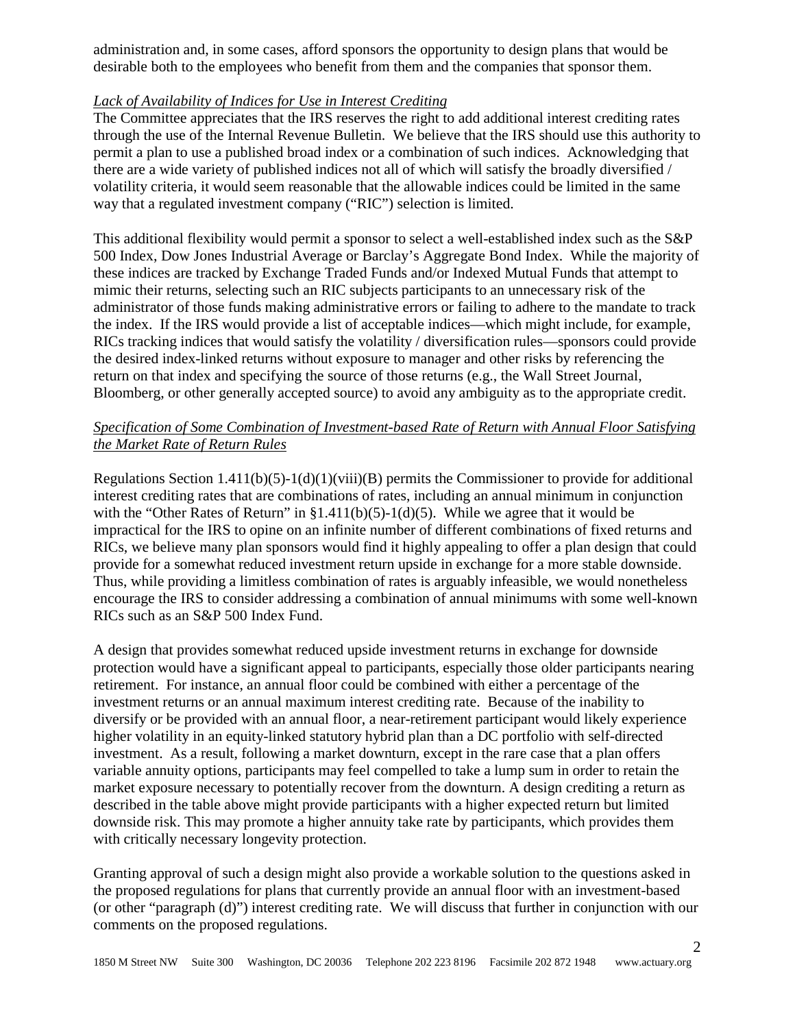administration and, in some cases, afford sponsors the opportunity to design plans that would be desirable both to the employees who benefit from them and the companies that sponsor them.

*Lack of Availability of Indices for Use in Interest Crediting*

The Committee appreciates that the IRS reserves the right to add additional interest crediting rates through the use of the Internal Revenue Bulletin. We believe that the IRS should use this authority to permit a plan to use a published broad index or a combination of such indices. Acknowledging that there are a wide variety of published indices not all of which will satisfy the broadly diversified / volatility criteria, it would seem reasonable that the allowable indices could be limited in the same way that a regulated investment company ("RIC") selection is limited.

This additional flexibility would permit a sponsor to select a well-established index such as the S&P 500 Index, Dow Jones Industrial Average or Barclay's Aggregate Bond Index. While the majority of these indices are tracked by Exchange Traded Funds and/or Indexed Mutual Funds that attempt to mimic their returns, selecting such an RIC subjects participants to an unnecessary risk of the administrator of those funds making administrative errors or failing to adhere to the mandate to track the index. If the IRS would provide a list of acceptable indices—which might include, for example, RICs tracking indices that would satisfy the volatility / diversification rules—sponsors could provide the desired index-linked returns without exposure to manager and other risks by referencing the return on that index and specifying the source of those returns (e.g., the Wall Street Journal, Bloomberg, or other generally accepted source) to avoid any ambiguity as to the appropriate credit.

*Specification of Some Combination of Investment-based Rate of Return with Annual Floor Satisfying the Market Rate of Return Rules*

Regulations Section 1.411(b)(5)-1(d)(1)(viii)(B) permits the Commissioner to provide for additional interest crediting rates that are combinations of rates, including an annual minimum in conjunction with the "Other Rates of Return" in §1.411(b)(5)-1(d)(5). While we agree that it would be impractical for the IRS to opine on an infinite number of different combinations of fixed returns and RICs, we believe many plan sponsors would find it highly appealing to offer a plan design that could provide for a somewhat reduced investment return upside in exchange for a more stable downside. Thus, while providing a limitless combination of rates is arguably infeasible, we would nonetheless encourage the IRS to consider addressing a combination of annual minimums with some well-known RICs such as an S&P 500 Index Fund.

A design that provides somewhat reduced upside investment returns in exchange for downside protection would have a significant appeal to participants, especially those older participants nearing retirement. For instance, an annual floor could be combined with either a percentage of the investment returns or an annual maximum interest crediting rate. Because of the inability to diversify or be provided with an annual floor, a near-retirement participant would likely experience higher volatility in an equity-linked statutory hybrid plan than a DC portfolio with self-directed investment. As a result, following a market downturn, except in the rare case that a plan offers variable annuity options, participants may feel compelled to take a lump sum in order to retain the market exposure necessary to potentially recover from the downturn. A design crediting a return as described in the table above might provide participants with a higher expected return but limited downside risk. This may promote a higher annuity take rate by participants, which provides them with critically necessary longevity protection.

Granting approval of such a design might also provide a workable solution to the questions asked in the proposed regulations for plans that currently provide an annual floor with an investment-based (or other "paragraph (d)") interest crediting rate. We will discuss that further in conjunction with our comments on the proposed regulations.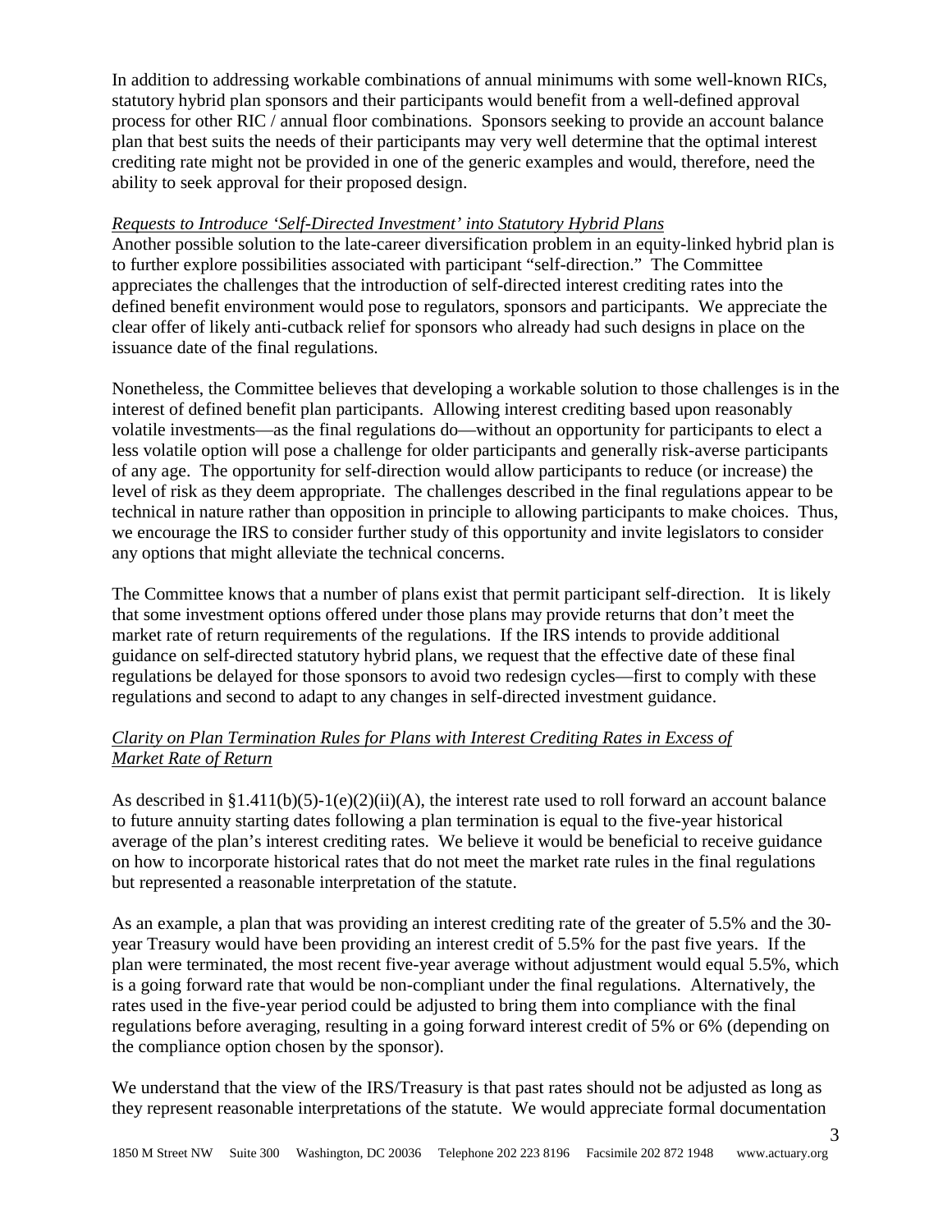In addition to addressing workable combinations of annual minimums with some well-known RICs, statutory hybrid plan sponsors and their participants would benefit from a well-defined approval process for other RIC / annual floor combinations. Sponsors seeking to provide an account balance plan that best suits the needs of their participants may very well determine that the optimal interest crediting rate might not be provided in one of the generic examples and would, therefore, need the ability to seek approval for their proposed design.

*Requests to Introduce 'Self-Directed Investment' into Statutory Hybrid Plans*

Another possible solution to the late-career diversification problem in an equity-linked hybrid plan is to further explore possibilities associated with participant "self-direction." The Committee appreciates the challenges that the introduction of self-directed interest crediting rates into the defined benefit environment would pose to regulators, sponsors and participants. We appreciate the clear offer of likely anti-cutback relief for sponsors who already had such designs in place on the issuance date of the final regulations.

Nonetheless, the Committee believes that developing a workable solution to those challenges is in the interest of defined benefit plan participants. Allowing interest crediting based upon reasonably volatile investments—as the final regulations do—without an opportunity for participants to elect a less volatile option will pose a challenge for older participants and generally risk-averse participants of any age. The opportunity for self-direction would allow participants to reduce (or increase) the level of risk as they deem appropriate. The challenges described in the final regulations appear to be technical in nature rather than opposition in principle to allowing participants to make choices. Thus, we encourage the IRS to consider further study of this opportunity and invite legislators to consider any options that might alleviate the technical concerns.

The Committee knows that a number of plans exist that permit participant self-direction. It is likely that some investment options offered under those plans may provide returns that don't meet the market rate of return requirements of the regulations. If the IRS intends to provide additional guidance on self-directed statutory hybrid plans, we request that the effective date of these final regulations be delayed for those sponsors to avoid two redesign cycles—first to comply with these regulations and second to adapt to any changes in self-directed investment guidance.

*Clarity on Plan Termination Rules for Plans with Interest Crediting Rates in Excess of Market Rate of Return*

As described in §1.411(b)(5)-1(e)(2)(ii)(A), the interest rate used to roll forward an account balance to future annuity starting dates following a plan termination is equal to the five-year historical average of the plan's interest crediting rates. We believe it would be beneficial to receive guidance on how to incorporate historical rates that do not meet the market rate rules in the final regulations but represented a reasonable interpretation of the statute.

As an example, a plan that was providing an interest crediting rate of the greater of 5.5% and the 30-year Treasury would have been providing an interest credit of 5.5% for the past five years. If the plan were terminated, the most recent five-year average without adjustment would equal 5.5%, which is a going forward rate that would be non-compliant under the final regulations. Alternatively, the rates used in the five-year period could be adjusted to bring them into compliance with the final regulations before averaging, resulting in a going forward interest credit of 5% or 6% (depending on the compliance option chosen by the sponsor).

We understand that the view of the IRS/Treasury is that past rates should not be adjusted as long as they represent reasonable interpretations of the statute. We would appreciate formal documentation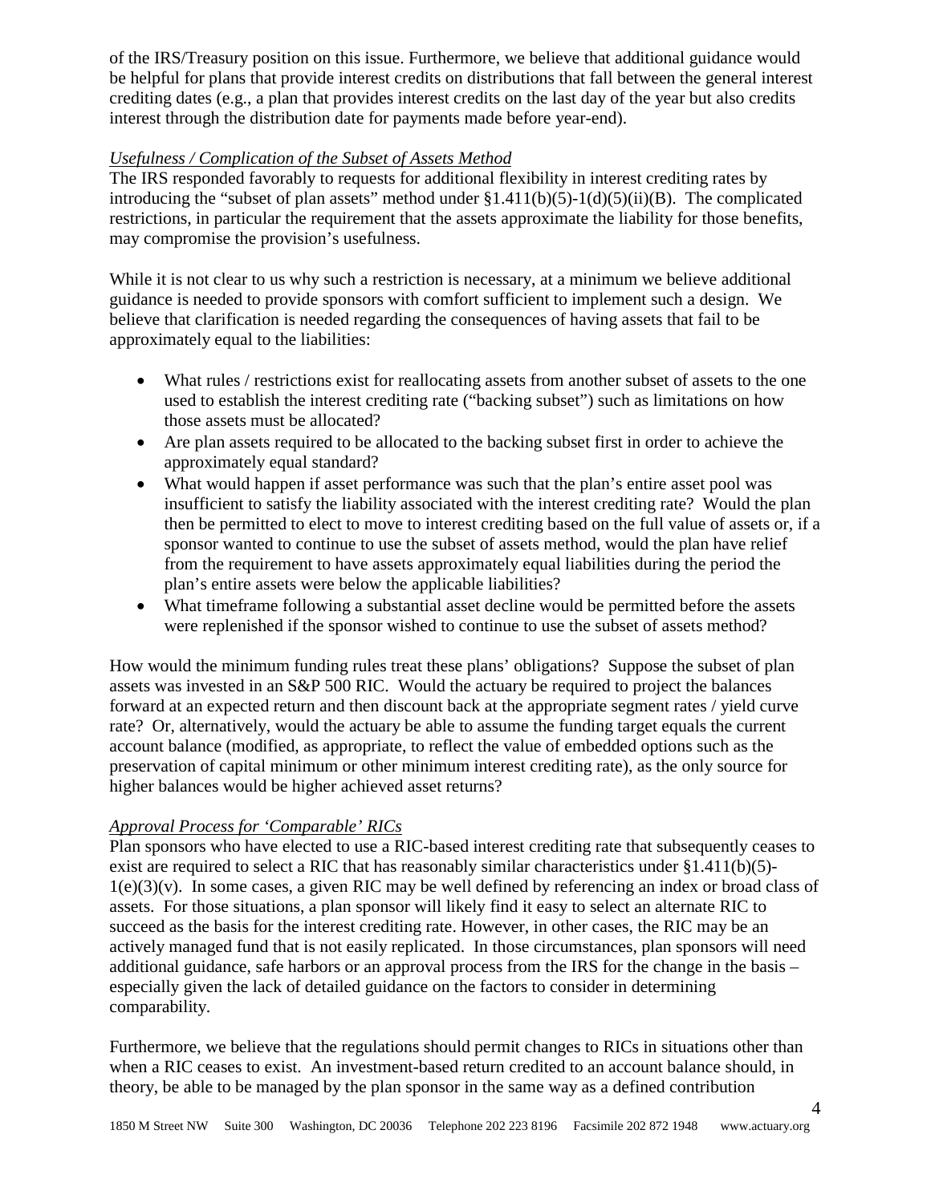of the IRS/Treasury position on this issue. Furthermore, we believe that additional guidance would be helpful for plans that provide interest credits on distributions that fall between the general interest crediting dates (e.g., a plan that provides interest credits on the last day of the year but also credits interest through the distribution date for payments made before year-end).

*Usefulness / Complication of the Subset of Assets Method*

The IRS responded favorably to requests for additional flexibility in interest crediting rates by introducing the "subset of plan assets" method under §1.411(b)(5)-1(d)(5)(ii)(B). The complicated restrictions, in particular the requirement that the assets approximate the liability for those benefits, may compromise the provision's usefulness.

While it is not clear to us why such a restriction is necessary, at a minimum we believe additional guidance is needed to provide sponsors with comfort sufficient to implement such a design. We believe that clarification is needed regarding the consequences of having assets that fail to be approximately equal to the liabilities:

- What rules / restrictions exist for reallocating assets from another subset of assets to the one used to establish the interest crediting rate ("backing subset") such as limitations on how those assets must be allocated?
- Are plan assets required to be allocated to the backing subset first in order to achieve the approximately equal standard?
- What would happen if asset performance was such that the plan's entire asset pool was insufficient to satisfy the liability associated with the interest crediting rate? Would the plan then be permitted to elect to move to interest crediting based on the full value of assets or, if a sponsor wanted to continue to use the subset of assets method, would the plan have relief from the requirement to have assets approximately equal liabilities during the period the plan's entire assets were below the applicable liabilities?
- What timeframe following a substantial asset decline would be permitted before the assets were replenished if the sponsor wished to continue to use the subset of assets method?

How would the minimum funding rules treat these plans' obligations? Suppose the subset of plan assets was invested in an S&P 500 RIC. Would the actuary be required to project the balances forward at an expected return and then discount back at the appropriate segment rates / yield curve rate? Or, alternatively, would the actuary be able to assume the funding target equals the current account balance (modified, as appropriate, to reflect the value of embedded options such as the preservation of capital minimum or other minimum interest crediting rate), as the only source for higher balances would be higher achieved asset returns?

*Approval Process for 'Comparable' RICs*

Plan sponsors who have elected to use a RIC-based interest crediting rate that subsequently ceases to exist are required to select a RIC that has reasonably similar characteristics under §1.411(b)(5)-1(e)(3)(v). In some cases, a given RIC may be well defined by referencing an index or broad class of assets. For those situations, a plan sponsor will likely find it easy to select an alternate RIC to succeed as the basis for the interest crediting rate. However, in other cases, the RIC may be an actively managed fund that is not easily replicated. In those circumstances, plan sponsors will need additional guidance, safe harbors or an approval process from the IRS for the change in the basis – especially given the lack of detailed guidance on the factors to consider in determining comparability.

Furthermore, we believe that the regulations should permit changes to RICs in situations other than when a RIC ceases to exist. An investment-based return credited to an account balance should, in theory, be able to be managed by the plan sponsor in the same way as a defined contribution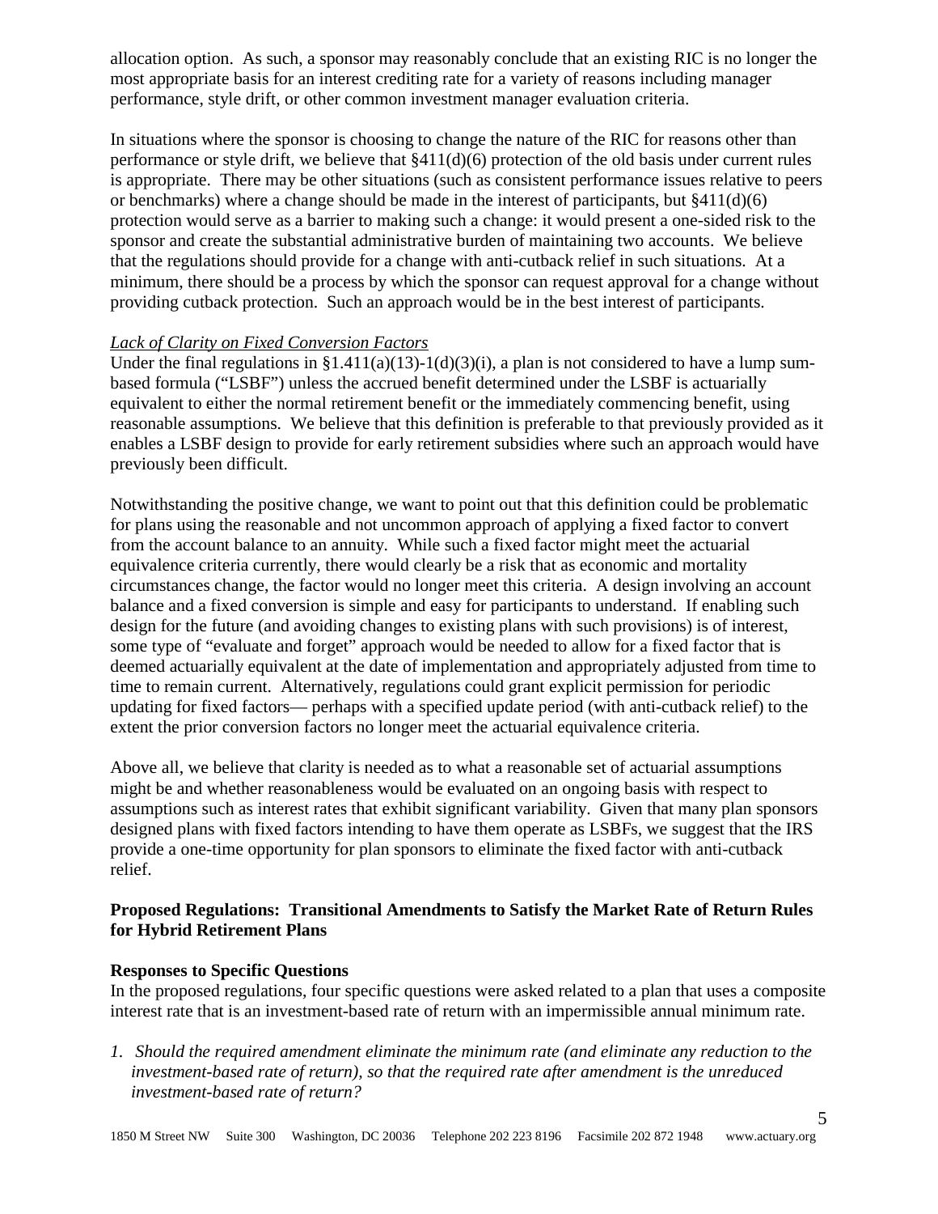allocation option. As such, a sponsor may reasonably conclude that an existing RIC is no longer the most appropriate basis for an interest crediting rate for a variety of reasons including manager performance, style drift, or other common investment manager evaluation criteria.

In situations where the sponsor is choosing to change the nature of the RIC for reasons other than performance or style drift, we believe that §411(d)(6) protection of the old basis under current rules is appropriate. There may be other situations (such as consistent performance issues relative to peers or benchmarks) where a change should be made in the interest of participants, but §411(d)(6) protection would serve as a barrier to making such a change: it would present a one-sided risk to the sponsor and create the substantial administrative burden of maintaining two accounts. We believe that the regulations should provide for a change with anti-cutback relief in such situations. At a minimum, there should be a process by which the sponsor can request approval for a change without providing cutback protection. Such an approach would be in the best interest of participants.

*Lack of Clarity on Fixed Conversion Factors*

Under the final regulations in §1.411(a)(13)-1(d)(3)(i), a plan is not considered to have a lump sum-based formula ("LSBF") unless the accrued benefit determined under the LSBF is actuarially equivalent to either the normal retirement benefit or the immediately commencing benefit, using reasonable assumptions. We believe that this definition is preferable to that previously provided as it enables a LSBF design to provide for early retirement subsidies where such an approach would have previously been difficult.

Notwithstanding the positive change, we want to point out that this definition could be problematic for plans using the reasonable and not uncommon approach of applying a fixed factor to convert from the account balance to an annuity. While such a fixed factor might meet the actuarial equivalence criteria currently, there would clearly be a risk that as economic and mortality circumstances change, the factor would no longer meet this criteria. A design involving an account balance and a fixed conversion is simple and easy for participants to understand. If enabling such design for the future (and avoiding changes to existing plans with such provisions) is of interest, some type of "evaluate and forget" approach would be needed to allow for a fixed factor that is deemed actuarially equivalent at the date of implementation and appropriately adjusted from time to time to remain current. Alternatively, regulations could grant explicit permission for periodic updating for fixed factors— perhaps with a specified update period (with anti-cutback relief) to the extent the prior conversion factors no longer meet the actuarial equivalence criteria.

Above all, we believe that clarity is needed as to what a reasonable set of actuarial assumptions might be and whether reasonableness would be evaluated on an ongoing basis with respect to assumptions such as interest rates that exhibit significant variability. Given that many plan sponsors designed plans with fixed factors intending to have them operate as LSBFs, we suggest that the IRS provide a one-time opportunity for plan sponsors to eliminate the fixed factor with anti-cutback relief.

**Proposed Regulations: Transitional Amendments to Satisfy the Market Rate of Return Rules for Hybrid Retirement Plans**

**Responses to Specific Questions**

In the proposed regulations, four specific questions were asked related to a plan that uses a composite interest rate that is an investment-based rate of return with an impermissible annual minimum rate.

1. *Should the required amendment eliminate the minimum rate (and eliminate any reduction to the investment-based rate of return), so that the required rate after amendment is the unreduced investment-based rate of return?*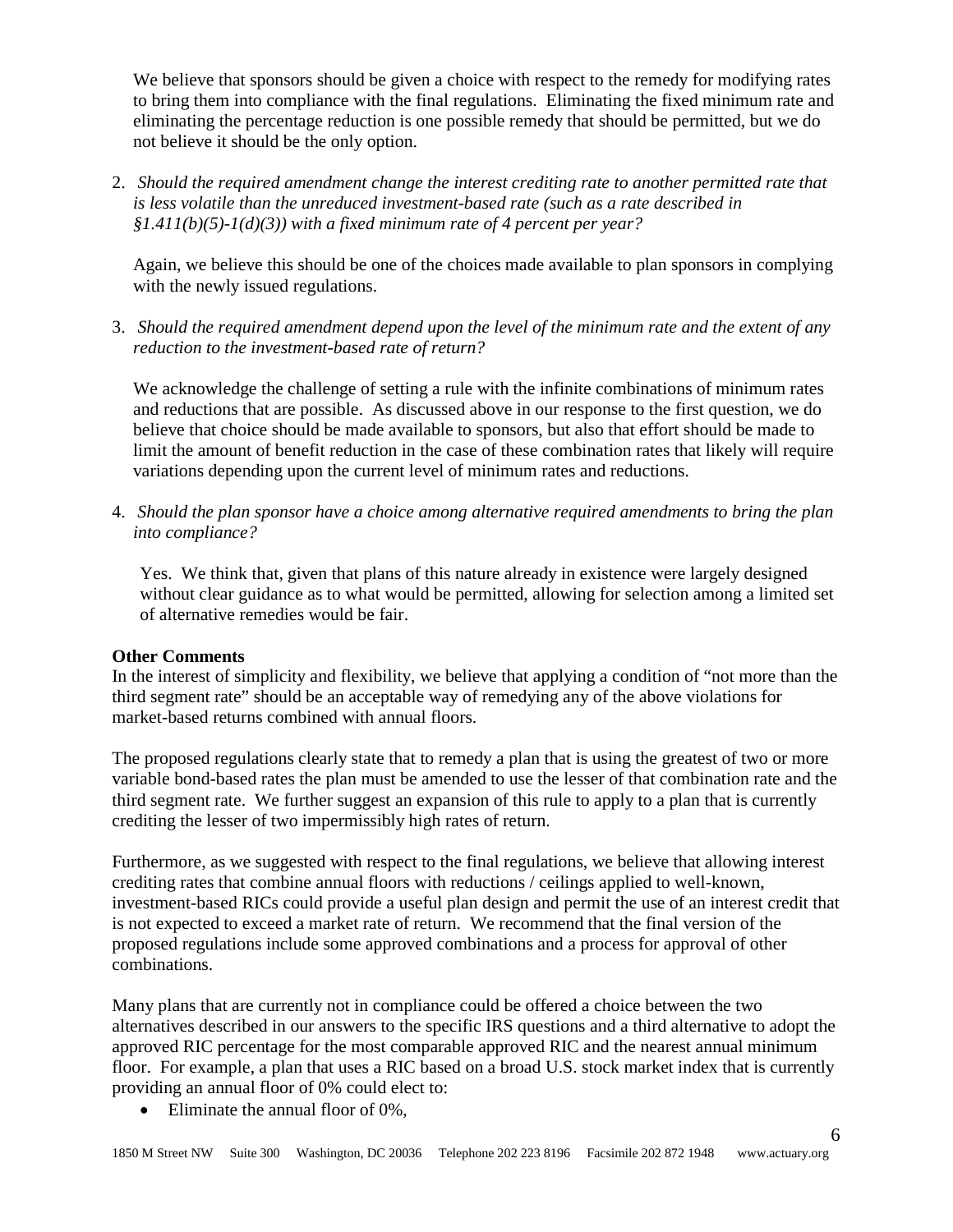We believe that sponsors should be given a choice with respect to the remedy for modifying rates to bring them into compliance with the final regulations. Eliminating the fixed minimum rate and eliminating the percentage reduction is one possible remedy that should be permitted, but we do not believe it should be the only option.

2. *Should the required amendment change the interest crediting rate to another permitted rate that is less volatile than the unreduced investment-based rate (such as a rate described in §1.411(b)(5)-1(d)(3)) with a fixed minimum rate of 4 percent per year?*

   Again, we believe this should be one of the choices made available to plan sponsors in complying with the newly issued regulations.

3. *Should the required amendment depend upon the level of the minimum rate and the extent of any reduction to the investment-based rate of return?*

   We acknowledge the challenge of setting a rule with the infinite combinations of minimum rates and reductions that are possible. As discussed above in our response to the first question, we do believe that choice should be made available to sponsors, but also that effort should be made to limit the amount of benefit reduction in the case of these combination rates that likely will require variations depending upon the current level of minimum rates and reductions.

4. *Should the plan sponsor have a choice among alternative required amendments to bring the plan into compliance?*

   Yes. We think that, given that plans of this nature already in existence were largely designed without clear guidance as to what would be permitted, allowing for selection among a limited set of alternative remedies would be fair.

**Other Comments**

In the interest of simplicity and flexibility, we believe that applying a condition of "not more than the third segment rate" should be an acceptable way of remedying any of the above violations for market-based returns combined with annual floors.

The proposed regulations clearly state that to remedy a plan that is using the greatest of two or more variable bond-based rates the plan must be amended to use the lesser of that combination rate and the third segment rate. We further suggest an expansion of this rule to apply to a plan that is currently crediting the lesser of two impermissibly high rates of return.

Furthermore, as we suggested with respect to the final regulations, we believe that allowing interest crediting rates that combine annual floors with reductions / ceilings applied to well-known, investment-based RICs could provide a useful plan design and permit the use of an interest credit that is not expected to exceed a market rate of return. We recommend that the final version of the proposed regulations include some approved combinations and a process for approval of other combinations.

Many plans that are currently not in compliance could be offered a choice between the two alternatives described in our answers to the specific IRS questions and a third alternative to adopt the approved RIC percentage for the most comparable approved RIC and the nearest annual minimum floor. For example, a plan that uses a RIC based on a broad U.S. stock market index that is currently providing an annual floor of 0% could elect to:

- Eliminate the annual floor of 0%,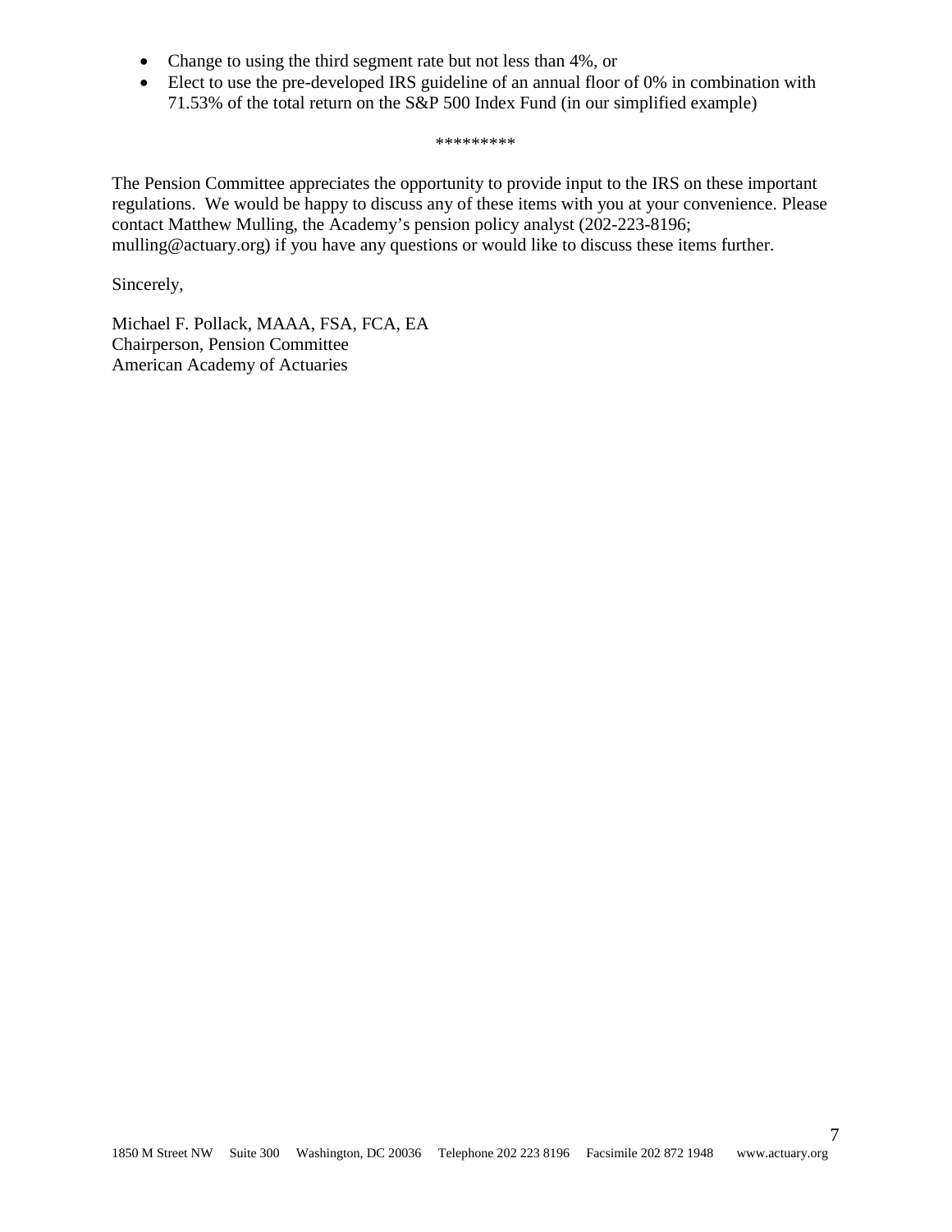- Change to using the third segment rate but not less than 4%, or
- Elect to use the pre-developed IRS guideline of an annual floor of 0% in combination with 71.53% of the total return on the S&P 500 Index Fund (in our simplified example)

*********

The Pension Committee appreciates the opportunity to provide input to the IRS on these important regulations. We would be happy to discuss any of these items with you at your convenience. Please contact Matthew Mulling, the Academy's pension policy analyst (202-223-8196; mulling@actuary.org) if you have any questions or would like to discuss these items further.

Sincerely,

Michael F. Pollack, MAAA, FSA, FCA, EA
Chairperson, Pension Committee
American Academy of Actuaries